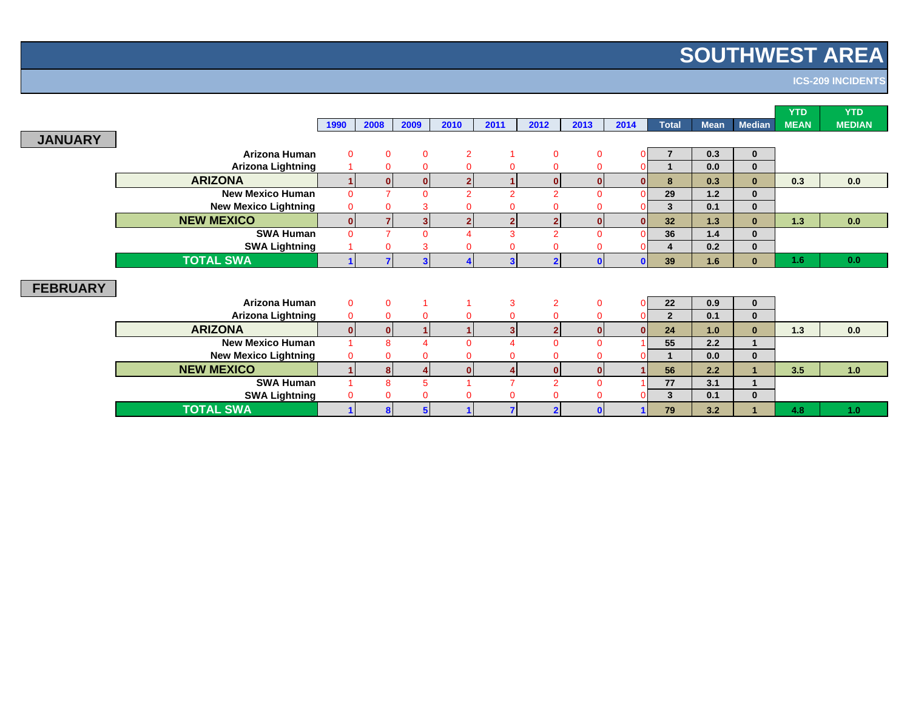# SOUTHWEST AREA

## ICS-209 INCIDENTS

## JANUARY

| | 1990 | 2008 | 2009 | 2010 | 2011 | 2012 | 2013 | 2014 | Total | Mean | Median | YTD MEAN | YTD MEDIAN |
|---|---|---|---|---|---|---|---|---|---|---|---|---|---|
| Arizona Human | 0 | 0 | 0 | 2 | 1 | 0 | 0 | 0 | 7 | 0.3 | 0 | | |
| Arizona Lightning | 1 | 0 | 0 | 0 | 0 | 0 | 0 | 0 | 1 | 0.0 | 0 | | |
| **ARIZONA** | 1 | 0 | 0 | 2 | 1 | 0 | 0 | 0 | 8 | 0.3 | 0 | 0.3 | 0.0 |
| New Mexico Human | 0 | 7 | 0 | 2 | 2 | 2 | 0 | 0 | 29 | 1.2 | 0 | | |
| New Mexico Lightning | 0 | 0 | 3 | 0 | 0 | 0 | 0 | 0 | 3 | 0.1 | 0 | | |
| **NEW MEXICO** | 0 | 7 | 3 | 2 | 2 | 2 | 0 | 0 | 32 | 1.3 | 0 | 1.3 | 0.0 |
| SWA Human | 0 | 7 | 0 | 4 | 3 | 2 | 0 | 0 | 36 | 1.4 | 0 | | |
| SWA Lightning | 1 | 0 | 3 | 0 | 0 | 0 | 0 | 0 | 4 | 0.2 | 0 | | |
| **TOTAL SWA** | 1 | 7 | 3 | 4 | 3 | 2 | 0 | 0 | 39 | 1.6 | 0 | 1.6 | 0.0 |

## FEBRUARY

| | 1990 | 2008 | 2009 | 2010 | 2011 | 2012 | 2013 | 2014 | Total | Mean | Median | YTD MEAN | YTD MEDIAN |
|---|---|---|---|---|---|---|---|---|---|---|---|---|---|
| Arizona Human | 0 | 0 | 1 | 1 | 3 | 2 | 0 | 0 | 22 | 0.9 | 0 | | |
| Arizona Lightning | 0 | 0 | 0 | 0 | 0 | 0 | 0 | 0 | 2 | 0.1 | 0 | | |
| **ARIZONA** | 0 | 0 | 1 | 1 | 3 | 2 | 0 | 0 | 24 | 1.0 | 0 | 1.3 | 0.0 |
| New Mexico Human | 1 | 8 | 4 | 0 | 4 | 0 | 0 | 1 | 55 | 2.2 | 1 | | |
| New Mexico Lightning | 0 | 0 | 0 | 0 | 0 | 0 | 0 | 0 | 1 | 0.0 | 0 | | |
| **NEW MEXICO** | 1 | 8 | 4 | 0 | 4 | 0 | 0 | 1 | 56 | 2.2 | 1 | 3.5 | 1.0 |
| SWA Human | 1 | 8 | 5 | 1 | 7 | 2 | 0 | 1 | 77 | 3.1 | 1 | | |
| SWA Lightning | 0 | 0 | 0 | 0 | 0 | 0 | 0 | 0 | 3 | 0.1 | 0 | | |
| **TOTAL SWA** | 1 | 8 | 5 | 1 | 7 | 2 | 0 | 1 | 79 | 3.2 | 1 | 4.8 | 1.0 |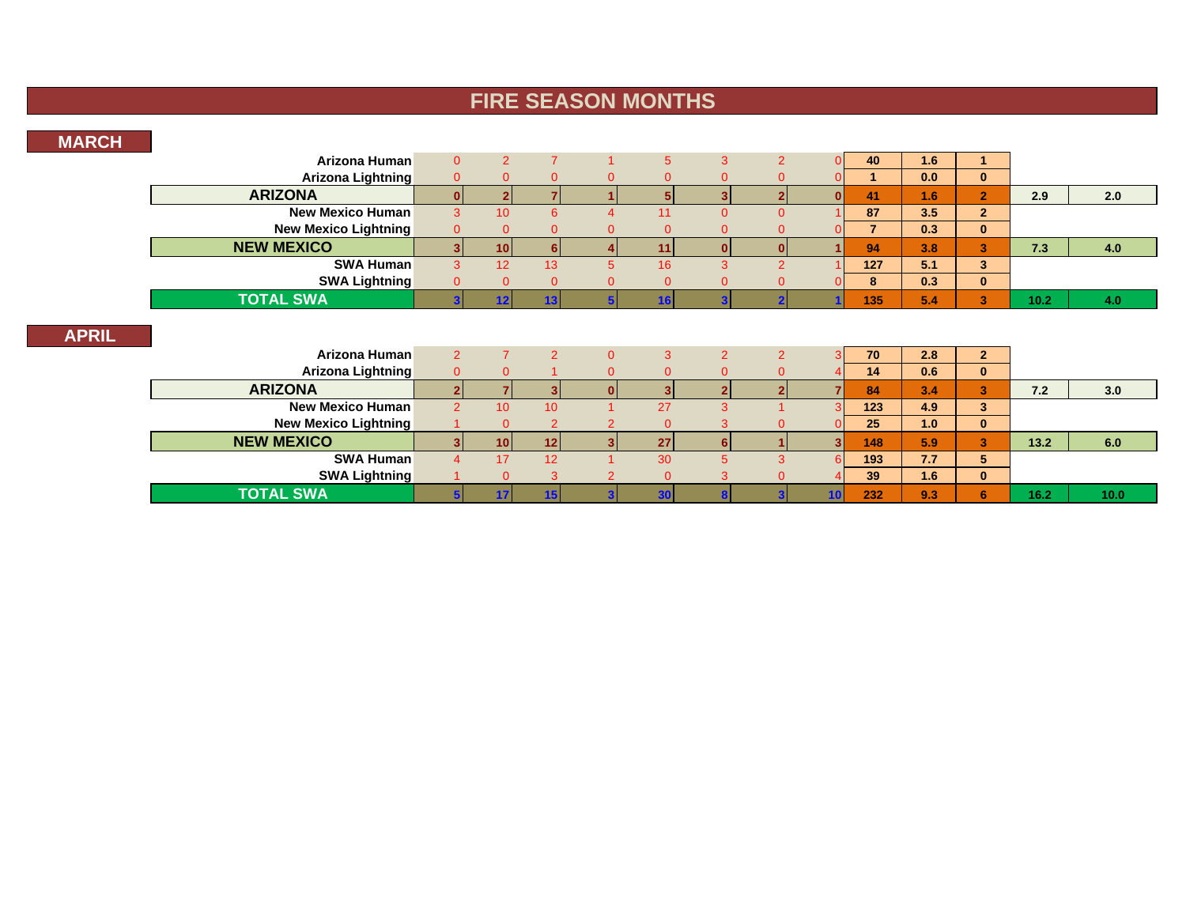# FIRE SEASON MONTHS

## MARCH

| | | | | | | | | | | | | |
|---|---|---|---|---|---|---|---|---|---|---|---|---|
| **Arizona Human** | 0 | 2 | 7 | 1 | 5 | 3 | 2 | 0 | **40** | **1.6** | **1** | | |
| **Arizona Lightning** | 0 | 0 | 0 | 0 | 0 | 0 | 0 | 0 | **1** | **0.0** | **0** | | |
| **ARIZONA** | **0** | **2** | **7** | **1** | **5** | **3** | **2** | **0** | **41** | **1.6** | **2** | **2.9** | **2.0** |
| **New Mexico Human** | 3 | 10 | 6 | 4 | 11 | 0 | 0 | 1 | **87** | **3.5** | **2** | | |
| **New Mexico Lightning** | 0 | 0 | 0 | 0 | 0 | 0 | 0 | 0 | **7** | **0.3** | **0** | | |
| **NEW MEXICO** | **3** | **10** | **6** | **4** | **11** | **0** | **0** | **1** | **94** | **3.8** | **3** | **7.3** | **4.0** |
| **SWA Human** | 3 | 12 | 13 | 5 | 16 | 3 | 2 | 1 | **127** | **5.1** | **3** | | |
| **SWA Lightning** | 0 | 0 | 0 | 0 | 0 | 0 | 0 | 0 | **8** | **0.3** | **0** | | |
| **TOTAL SWA** | **3** | **12** | **13** | **5** | **16** | **3** | **2** | **1** | **135** | **5.4** | **3** | **10.2** | **4.0** |

## APRIL

| | | | | | | | | | | | | |
|---|---|---|---|---|---|---|---|---|---|---|---|---|
| **Arizona Human** | 2 | 7 | 2 | 0 | 3 | 2 | 2 | 3 | **70** | **2.8** | **2** | | |
| **Arizona Lightning** | 0 | 0 | 1 | 0 | 0 | 0 | 0 | 4 | **14** | **0.6** | **0** | | |
| **ARIZONA** | **2** | **7** | **3** | **0** | **3** | **2** | **2** | **7** | **84** | **3.4** | **3** | **7.2** | **3.0** |
| **New Mexico Human** | 2 | 10 | 10 | 1 | 27 | 3 | 1 | 3 | **123** | **4.9** | **3** | | |
| **New Mexico Lightning** | 1 | 0 | 2 | 2 | 0 | 3 | 0 | 0 | **25** | **1.0** | **0** | | |
| **NEW MEXICO** | **3** | **10** | **12** | **3** | **27** | **6** | **1** | **3** | **148** | **5.9** | **3** | **13.2** | **6.0** |
| **SWA Human** | 4 | 17 | 12 | 1 | 30 | 5 | 3 | 6 | **193** | **7.7** | **5** | | |
| **SWA Lightning** | 1 | 0 | 3 | 2 | 0 | 3 | 0 | 4 | **39** | **1.6** | **0** | | |
| **TOTAL SWA** | **5** | **17** | **15** | **3** | **30** | **8** | **3** | **10** | **232** | **9.3** | **6** | **16.2** | **10.0** |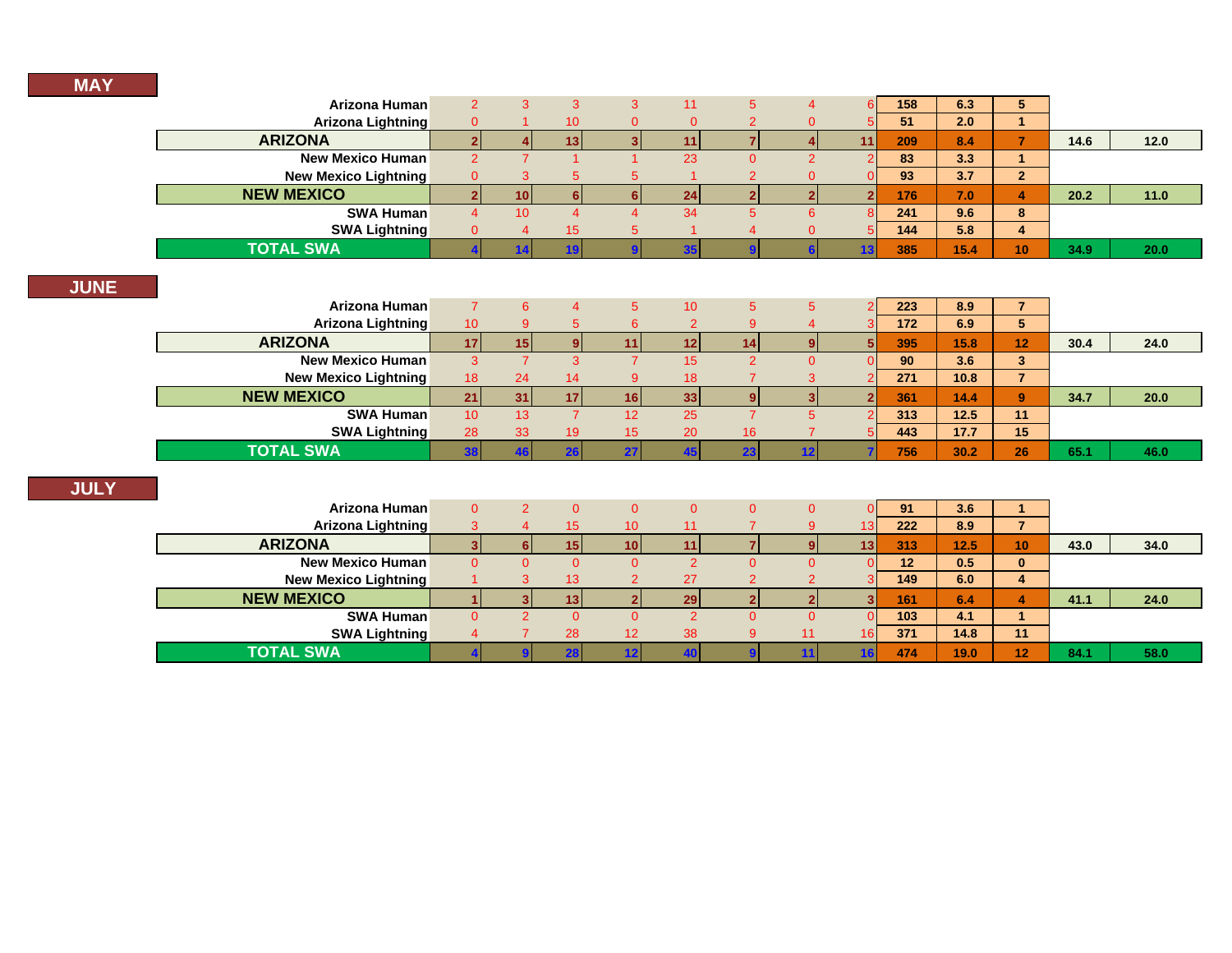## MAY

| | | | | | | | | | | | | | |
|---|---|---|---|---|---|---|---|---|---|---|---|---|---|
| Arizona Human | 2 | 3 | 3 | 3 | 11 | 5 | 4 | 6 | 158 | 6.3 | 5 | | |
| Arizona Lightning | 0 | 1 | 10 | 0 | 0 | 2 | 0 | 5 | 51 | 2.0 | 1 | | |
| **ARIZONA** | 2 | 4 | 13 | 3 | 11 | 7 | 4 | 11 | 209 | 8.4 | 7 | 14.6 | 12.0 |
| New Mexico Human | 2 | 7 | 1 | 1 | 23 | 0 | 2 | 2 | 83 | 3.3 | 1 | | |
| New Mexico Lightning | 0 | 3 | 5 | 5 | 1 | 2 | 0 | 0 | 93 | 3.7 | 2 | | |
| **NEW MEXICO** | 2 | 10 | 6 | 6 | 24 | 2 | 2 | 2 | 176 | 7.0 | 4 | 20.2 | 11.0 |
| SWA Human | 4 | 10 | 4 | 4 | 34 | 5 | 6 | 8 | 241 | 9.6 | 8 | | |
| SWA Lightning | 0 | 4 | 15 | 5 | 1 | 4 | 0 | 5 | 144 | 5.8 | 4 | | |
| **TOTAL SWA** | 4 | 14 | 19 | 9 | 35 | 9 | 6 | 13 | 385 | 15.4 | 10 | 34.9 | 20.0 |

## JUNE

| | | | | | | | | | | | | | |
|---|---|---|---|---|---|---|---|---|---|---|---|---|---|
| Arizona Human | 7 | 6 | 4 | 5 | 10 | 5 | 5 | 2 | 223 | 8.9 | 7 | | |
| Arizona Lightning | 10 | 9 | 5 | 6 | 2 | 9 | 4 | 3 | 172 | 6.9 | 5 | | |
| **ARIZONA** | 17 | 15 | 9 | 11 | 12 | 14 | 9 | 5 | 395 | 15.8 | 12 | 30.4 | 24.0 |
| New Mexico Human | 3 | 7 | 3 | 7 | 15 | 2 | 0 | 0 | 90 | 3.6 | 3 | | |
| New Mexico Lightning | 18 | 24 | 14 | 9 | 18 | 7 | 3 | 2 | 271 | 10.8 | 7 | | |
| **NEW MEXICO** | 21 | 31 | 17 | 16 | 33 | 9 | 3 | 2 | 361 | 14.4 | 9 | 34.7 | 20.0 |
| SWA Human | 10 | 13 | 7 | 12 | 25 | 7 | 5 | 2 | 313 | 12.5 | 11 | | |
| SWA Lightning | 28 | 33 | 19 | 15 | 20 | 16 | 7 | 5 | 443 | 17.7 | 15 | | |
| **TOTAL SWA** | 38 | 46 | 26 | 27 | 45 | 23 | 12 | 7 | 756 | 30.2 | 26 | 65.1 | 46.0 |

## JULY

| | | | | | | | | | | | | | |
|---|---|---|---|---|---|---|---|---|---|---|---|---|---|
| Arizona Human | 0 | 2 | 0 | 0 | 0 | 0 | 0 | 0 | 91 | 3.6 | 1 | | |
| Arizona Lightning | 3 | 4 | 15 | 10 | 11 | 7 | 9 | 13 | 222 | 8.9 | 7 | | |
| **ARIZONA** | 3 | 6 | 15 | 10 | 11 | 7 | 9 | 13 | 313 | 12.5 | 10 | 43.0 | 34.0 |
| New Mexico Human | 0 | 0 | 0 | 0 | 2 | 0 | 0 | 0 | 12 | 0.5 | 0 | | |
| New Mexico Lightning | 1 | 3 | 13 | 2 | 27 | 2 | 2 | 3 | 149 | 6.0 | 4 | | |
| **NEW MEXICO** | 1 | 3 | 13 | 2 | 29 | 2 | 2 | 3 | 161 | 6.4 | 4 | 41.1 | 24.0 |
| SWA Human | 0 | 2 | 0 | 0 | 2 | 0 | 0 | 0 | 103 | 4.1 | 1 | | |
| SWA Lightning | 4 | 7 | 28 | 12 | 38 | 9 | 11 | 16 | 371 | 14.8 | 11 | | |
| **TOTAL SWA** | 4 | 9 | 28 | 12 | 40 | 9 | 11 | 16 | 474 | 19.0 | 12 | 84.1 | 58.0 |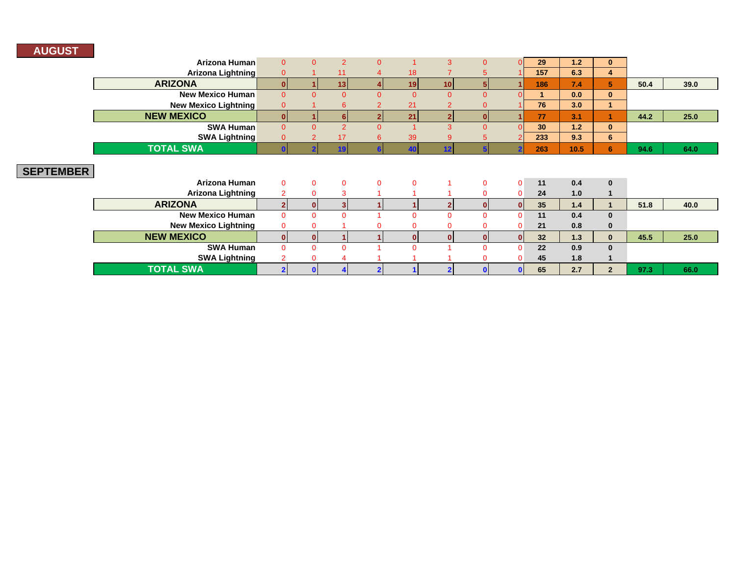## AUGUST

| | | | | | | | | | | | | | |
|---|---|---|---|---|---|---|---|---|---|---|---|---|---|
| Arizona Human | 0 | 0 | 2 | 0 | 1 | 3 | 0 | 0 | 29 | 1.2 | 0 | | |
| Arizona Lightning | 0 | 1 | 11 | 4 | 18 | 7 | 5 | 1 | 157 | 6.3 | 4 | | |
| **ARIZONA** | 0 | 1 | 13 | 4 | 19 | 10 | 5 | 1 | 186 | 7.4 | 5 | 50.4 | 39.0 |
| New Mexico Human | 0 | 0 | 0 | 0 | 0 | 0 | 0 | 0 | 1 | 0.0 | 0 | | |
| New Mexico Lightning | 0 | 1 | 6 | 2 | 21 | 2 | 0 | 1 | 76 | 3.0 | 1 | | |
| **NEW MEXICO** | 0 | 1 | 6 | 2 | 21 | 2 | 0 | 1 | 77 | 3.1 | 1 | 44.2 | 25.0 |
| SWA Human | 0 | 0 | 2 | 0 | 1 | 3 | 0 | 0 | 30 | 1.2 | 0 | | |
| SWA Lightning | 0 | 2 | 17 | 6 | 39 | 9 | 5 | 2 | 233 | 9.3 | 6 | | |
| **TOTAL SWA** | 0 | 2 | 19 | 6 | 40 | 12 | 5 | 2 | 263 | 10.5 | 6 | 94.6 | 64.0 |

## SEPTEMBER

| | | | | | | | | | | | | | |
|---|---|---|---|---|---|---|---|---|---|---|---|---|---|
| Arizona Human | 0 | 0 | 0 | 0 | 0 | 1 | 0 | 0 | 11 | 0.4 | 0 | | |
| Arizona Lightning | 2 | 0 | 3 | 1 | 1 | 1 | 0 | 0 | 24 | 1.0 | 1 | | |
| **ARIZONA** | 2 | 0 | 3 | 1 | 1 | 2 | 0 | 0 | 35 | 1.4 | 1 | 51.8 | 40.0 |
| New Mexico Human | 0 | 0 | 0 | 1 | 0 | 0 | 0 | 0 | 11 | 0.4 | 0 | | |
| New Mexico Lightning | 0 | 0 | 1 | 0 | 0 | 0 | 0 | 0 | 21 | 0.8 | 0 | | |
| **NEW MEXICO** | 0 | 0 | 1 | 1 | 0 | 0 | 0 | 0 | 32 | 1.3 | 0 | 45.5 | 25.0 |
| SWA Human | 0 | 0 | 0 | 1 | 0 | 1 | 0 | 0 | 22 | 0.9 | 0 | | |
| SWA Lightning | 2 | 0 | 4 | 1 | 1 | 1 | 0 | 0 | 45 | 1.8 | 1 | | |
| **TOTAL SWA** | 2 | 0 | 4 | 2 | 1 | 2 | 0 | 0 | 65 | 2.7 | 2 | 97.3 | 66.0 |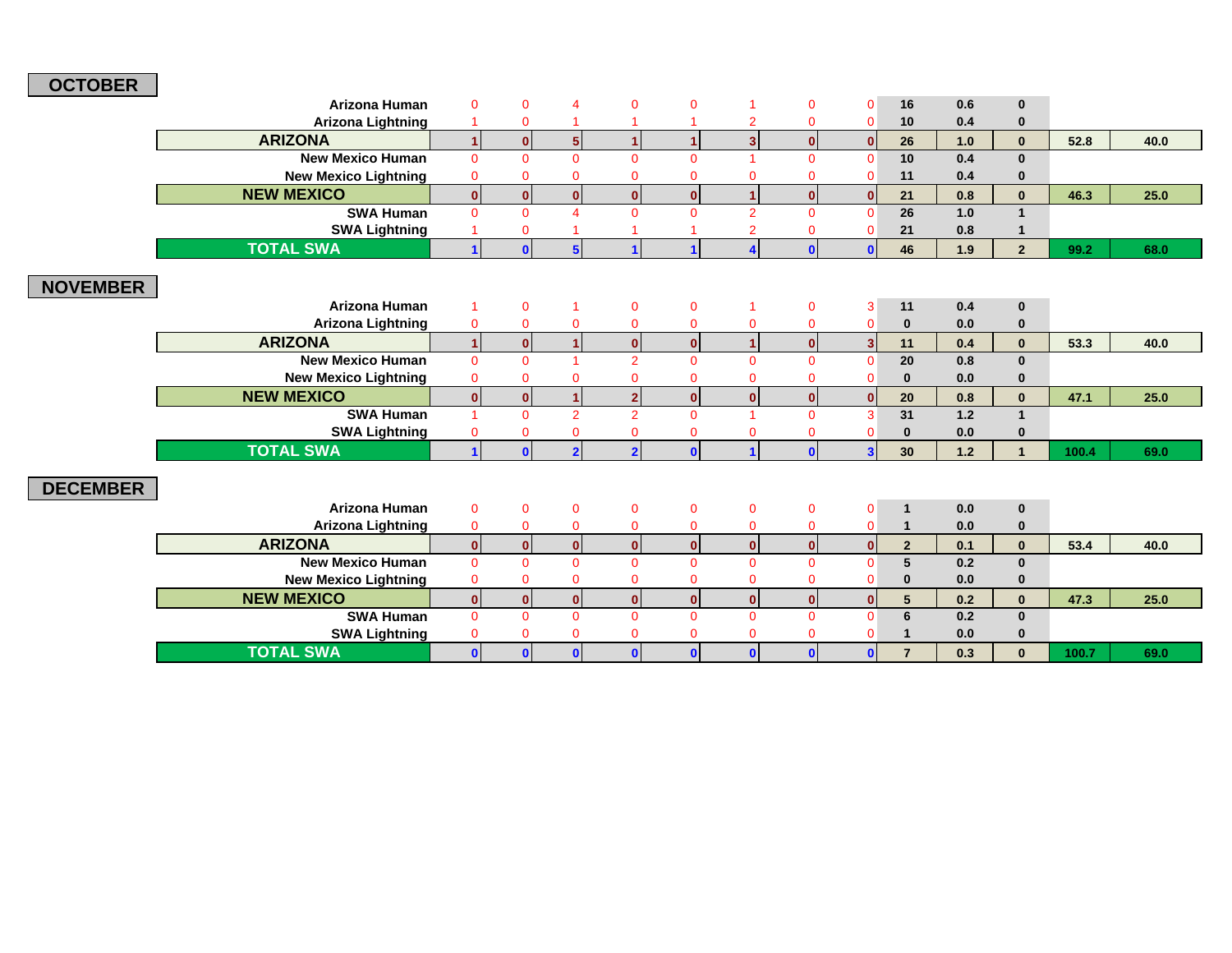## OCTOBER

| | | | | | | | | | | | | | |
|---|---|---|---|---|---|---|---|---|---|---|---|---|---|
| Arizona Human | 0 | 0 | 4 | 0 | 0 | 1 | 0 | 0 | 16 | 0.6 | 0 | | |
| Arizona Lightning | 1 | 0 | 1 | 1 | 1 | 2 | 0 | 0 | 10 | 0.4 | 0 | | |
| **ARIZONA** | 1 | 0 | 5 | 1 | 1 | 3 | 0 | 0 | 26 | 1.0 | 0 | 52.8 | 40.0 |
| New Mexico Human | 0 | 0 | 0 | 0 | 0 | 1 | 0 | 0 | 10 | 0.4 | 0 | | |
| New Mexico Lightning | 0 | 0 | 0 | 0 | 0 | 0 | 0 | 0 | 11 | 0.4 | 0 | | |
| **NEW MEXICO** | 0 | 0 | 0 | 0 | 0 | 1 | 0 | 0 | 21 | 0.8 | 0 | 46.3 | 25.0 |
| SWA Human | 0 | 0 | 4 | 0 | 0 | 2 | 0 | 0 | 26 | 1.0 | 1 | | |
| SWA Lightning | 1 | 0 | 1 | 1 | 1 | 2 | 0 | 0 | 21 | 0.8 | 1 | | |
| **TOTAL SWA** | 1 | 0 | 5 | 1 | 1 | 4 | 0 | 0 | 46 | 1.9 | 2 | 99.2 | 68.0 |

## NOVEMBER

| | | | | | | | | | | | | | |
|---|---|---|---|---|---|---|---|---|---|---|---|---|---|
| Arizona Human | 1 | 0 | 1 | 0 | 0 | 1 | 0 | 3 | 11 | 0.4 | 0 | | |
| Arizona Lightning | 0 | 0 | 0 | 0 | 0 | 0 | 0 | 0 | 0 | 0.0 | 0 | | |
| **ARIZONA** | 1 | 0 | 1 | 0 | 0 | 1 | 0 | 3 | 11 | 0.4 | 0 | 53.3 | 40.0 |
| New Mexico Human | 0 | 0 | 1 | 2 | 0 | 0 | 0 | 0 | 20 | 0.8 | 0 | | |
| New Mexico Lightning | 0 | 0 | 0 | 0 | 0 | 0 | 0 | 0 | 0 | 0.0 | 0 | | |
| **NEW MEXICO** | 0 | 0 | 1 | 2 | 0 | 0 | 0 | 0 | 20 | 0.8 | 0 | 47.1 | 25.0 |
| SWA Human | 1 | 0 | 2 | 2 | 0 | 1 | 0 | 3 | 31 | 1.2 | 1 | | |
| SWA Lightning | 0 | 0 | 0 | 0 | 0 | 0 | 0 | 0 | 0 | 0.0 | 0 | | |
| **TOTAL SWA** | 1 | 0 | 2 | 2 | 0 | 1 | 0 | 3 | 30 | 1.2 | 1 | 100.4 | 69.0 |

## DECEMBER

| | | | | | | | | | | | | | |
|---|---|---|---|---|---|---|---|---|---|---|---|---|---|
| Arizona Human | 0 | 0 | 0 | 0 | 0 | 0 | 0 | 0 | 1 | 0.0 | 0 | | |
| Arizona Lightning | 0 | 0 | 0 | 0 | 0 | 0 | 0 | 0 | 1 | 0.0 | 0 | | |
| **ARIZONA** | 0 | 0 | 0 | 0 | 0 | 0 | 0 | 0 | 2 | 0.1 | 0 | 53.4 | 40.0 |
| New Mexico Human | 0 | 0 | 0 | 0 | 0 | 0 | 0 | 0 | 5 | 0.2 | 0 | | |
| New Mexico Lightning | 0 | 0 | 0 | 0 | 0 | 0 | 0 | 0 | 0 | 0.0 | 0 | | |
| **NEW MEXICO** | 0 | 0 | 0 | 0 | 0 | 0 | 0 | 0 | 5 | 0.2 | 0 | 47.3 | 25.0 |
| SWA Human | 0 | 0 | 0 | 0 | 0 | 0 | 0 | 0 | 6 | 0.2 | 0 | | |
| SWA Lightning | 0 | 0 | 0 | 0 | 0 | 0 | 0 | 0 | 1 | 0.0 | 0 | | |
| **TOTAL SWA** | 0 | 0 | 0 | 0 | 0 | 0 | 0 | 0 | 7 | 0.3 | 0 | 100.7 | 69.0 |